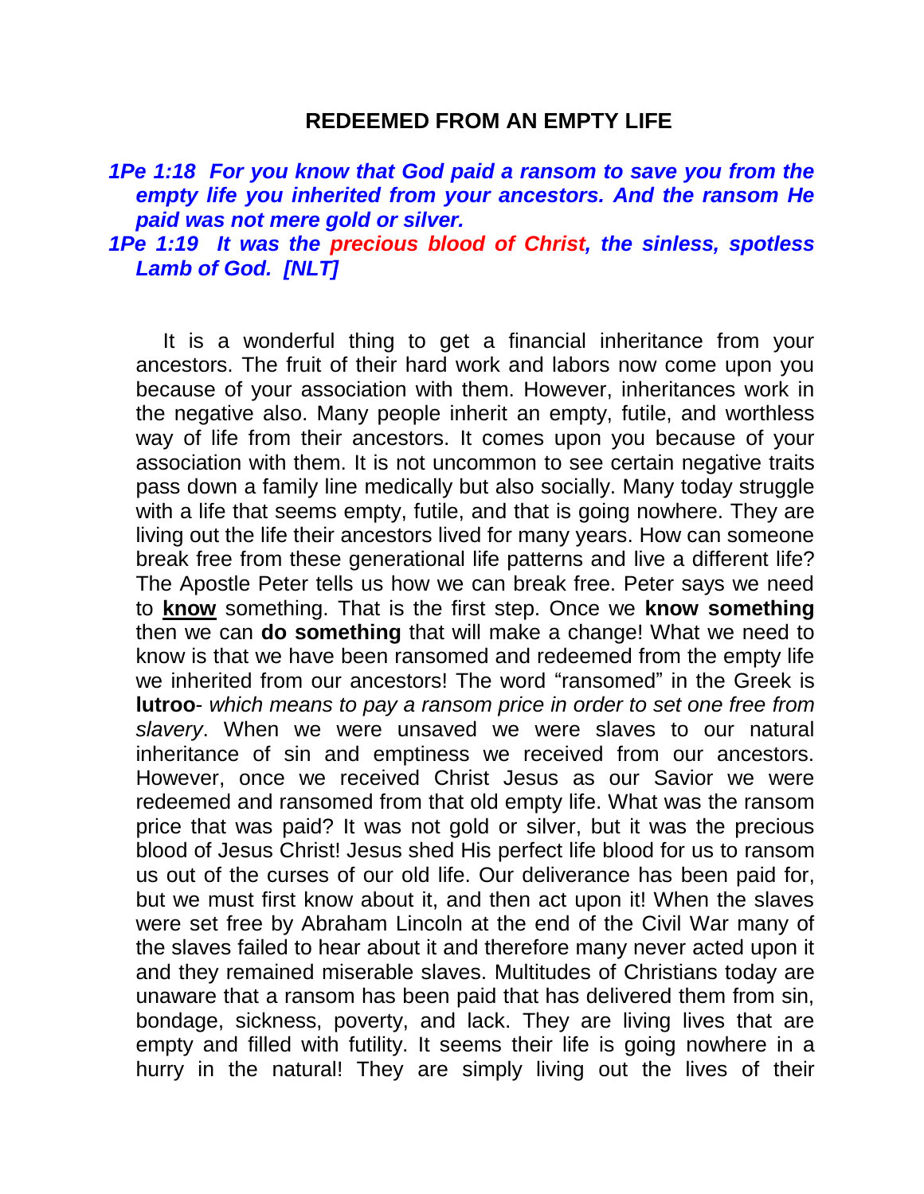# REDEEMED FROM AN EMPTY LIFE

***1Pe 1:18 For you know that God paid a ransom to save you from the empty life you inherited from your ancestors. And the ransom He paid was not mere gold or silver.***

***1Pe 1:19 It was the precious blood of Christ, the sinless, spotless Lamb of God. [NLT]***

It is a wonderful thing to get a financial inheritance from your ancestors. The fruit of their hard work and labors now come upon you because of your association with them. However, inheritances work in the negative also. Many people inherit an empty, futile, and worthless way of life from their ancestors. It comes upon you because of your association with them. It is not uncommon to see certain negative traits pass down a family line medically but also socially. Many today struggle with a life that seems empty, futile, and that is going nowhere. They are living out the life their ancestors lived for many years. How can someone break free from these generational life patterns and live a different life? The Apostle Peter tells us how we can break free. Peter says we need to <u>**know**</u> something. That is the first step. Once we **know something** then we can **do something** that will make a change! What we need to know is that we have been ransomed and redeemed from the empty life we inherited from our ancestors! The word "ransomed" in the Greek is **lutroo**- *which means to pay a ransom price in order to set one free from slavery*. When we were unsaved we were slaves to our natural inheritance of sin and emptiness we received from our ancestors. However, once we received Christ Jesus as our Savior we were redeemed and ransomed from that old empty life. What was the ransom price that was paid? It was not gold or silver, but it was the precious blood of Jesus Christ! Jesus shed His perfect life blood for us to ransom us out of the curses of our old life. Our deliverance has been paid for, but we must first know about it, and then act upon it! When the slaves were set free by Abraham Lincoln at the end of the Civil War many of the slaves failed to hear about it and therefore many never acted upon it and they remained miserable slaves. Multitudes of Christians today are unaware that a ransom has been paid that has delivered them from sin, bondage, sickness, poverty, and lack. They are living lives that are empty and filled with futility. It seems their life is going nowhere in a hurry in the natural! They are simply living out the lives of their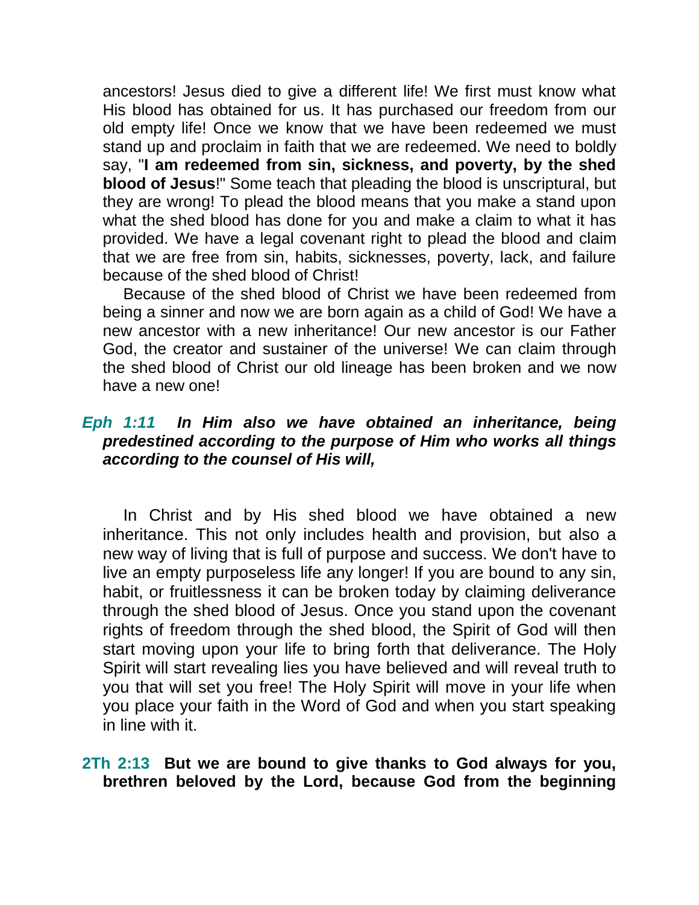ancestors! Jesus died to give a different life! We first must know what His blood has obtained for us. It has purchased our freedom from our old empty life! Once we know that we have been redeemed we must stand up and proclaim in faith that we are redeemed. We need to boldly say, "**I am redeemed from sin, sickness, and poverty, by the shed blood of Jesus**!" Some teach that pleading the blood is unscriptural, but they are wrong! To plead the blood means that you make a stand upon what the shed blood has done for you and make a claim to what it has provided. We have a legal covenant right to plead the blood and claim that we are free from sin, habits, sicknesses, poverty, lack, and failure because of the shed blood of Christ!

Because of the shed blood of Christ we have been redeemed from being a sinner and now we are born again as a child of God! We have a new ancestor with a new inheritance! Our new ancestor is our Father God, the creator and sustainer of the universe! We can claim through the shed blood of Christ our old lineage has been broken and we now have a new one!

***Eph 1:11** In Him also we have obtained an inheritance, being predestined according to the purpose of Him who works all things according to the counsel of His will,*

In Christ and by His shed blood we have obtained a new inheritance. This not only includes health and provision, but also a new way of living that is full of purpose and success. We don't have to live an empty purposeless life any longer! If you are bound to any sin, habit, or fruitlessness it can be broken today by claiming deliverance through the shed blood of Jesus. Once you stand upon the covenant rights of freedom through the shed blood, the Spirit of God will then start moving upon your life to bring forth that deliverance. The Holy Spirit will start revealing lies you have believed and will reveal truth to you that will set you free! The Holy Spirit will move in your life when you place your faith in the Word of God and when you start speaking in line with it.

**2Th 2:13 But we are bound to give thanks to God always for you, brethren beloved by the Lord, because God from the beginning**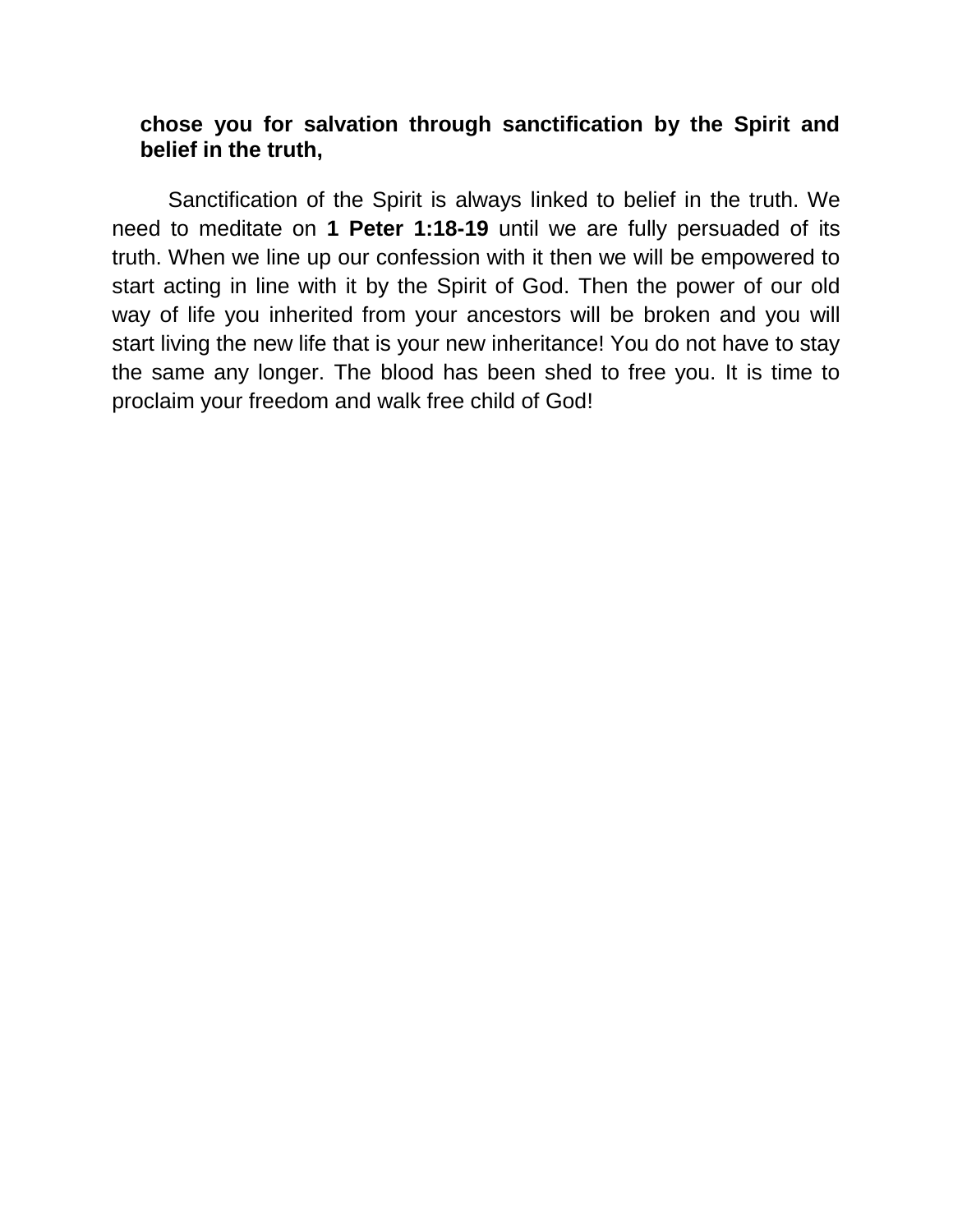**chose you for salvation through sanctification by the Spirit and belief in the truth,**

Sanctification of the Spirit is always linked to belief in the truth. We need to meditate on **1 Peter 1:18-19** until we are fully persuaded of its truth. When we line up our confession with it then we will be empowered to start acting in line with it by the Spirit of God. Then the power of our old way of life you inherited from your ancestors will be broken and you will start living the new life that is your new inheritance! You do not have to stay the same any longer. The blood has been shed to free you. It is time to proclaim your freedom and walk free child of God!